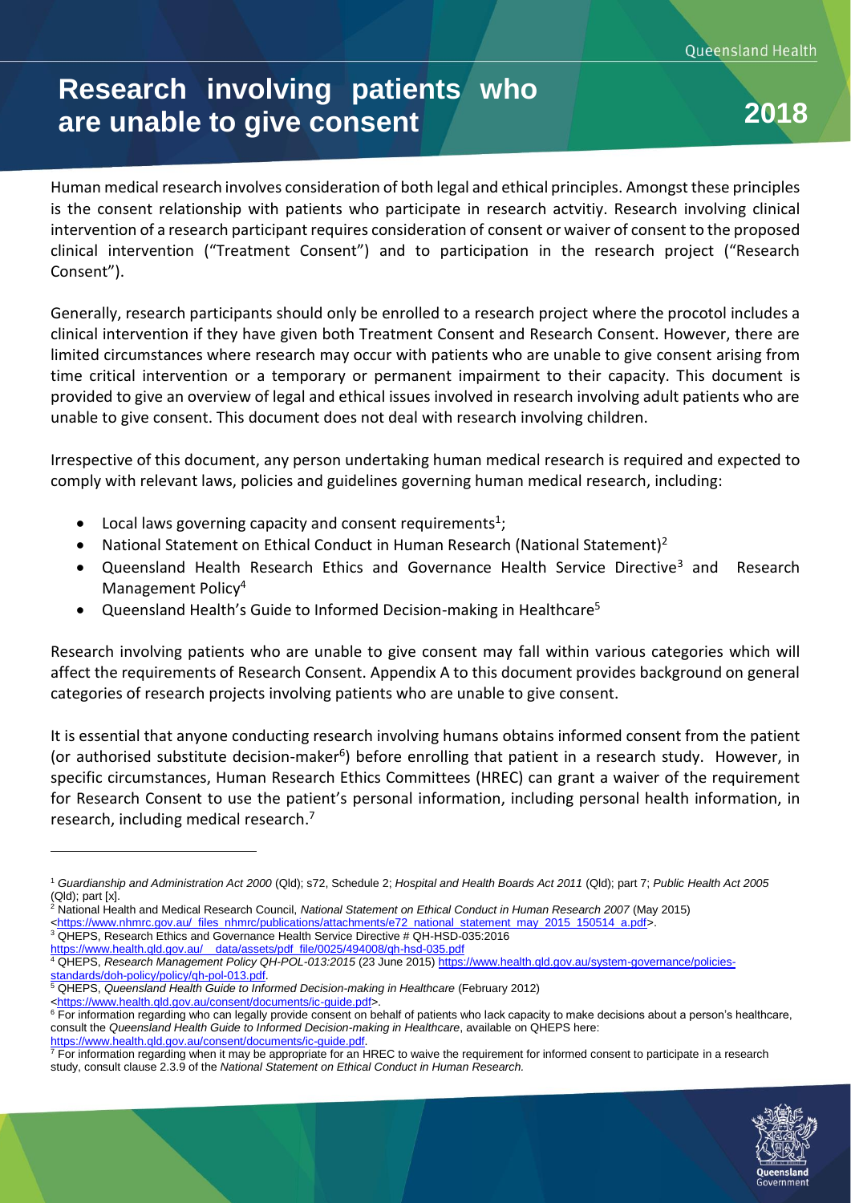# Research involving patients who are unable to give consent

**2018**

Human medical research involves consideration of both legal and ethical principles. Amongst these principles is the consent relationship with patients who participate in research actvitiy. Research involving clinical intervention of a research participant requires consideration of consent or waiver of consent to the proposed clinical intervention ("Treatment Consent") and to participation in the research project ("Research Consent").

Generally, research participants should only be enrolled to a research project where the procotol includes a clinical intervention if they have given both Treatment Consent and Research Consent. However, there are limited circumstances where research may occur with patients who are unable to give consent arising from time critical intervention or a temporary or permanent impairment to their capacity. This document is provided to give an overview of legal and ethical issues involved in research involving adult patients who are unable to give consent. This document does not deal with research involving children.

Irrespective of this document, any person undertaking human medical research is required and expected to comply with relevant laws, policies and guidelines governing human medical research, including:

- Local laws governing capacity and consent requirements[1];
- National Statement on Ethical Conduct in Human Research (National Statement)[2]
- Queensland Health Research Ethics and Governance Health Service Directive[3] and Research Management Policy[4]
- Queensland Health's Guide to Informed Decision-making in Healthcare[5]

Research involving patients who are unable to give consent may fall within various categories which will affect the requirements of Research Consent. Appendix A to this document provides background on general categories of research projects involving patients who are unable to give consent.

It is essential that anyone conducting research involving humans obtains informed consent from the patient (or authorised substitute decision-maker[6]) before enrolling that patient in a research study. However, in specific circumstances, Human Research Ethics Committees (HREC) can grant a waiver of the requirement for Research Consent to use the patient's personal information, including personal health information, in research, including medical research.[7]

---

[1] *Guardianship and Administration Act 2000* (Qld); s72, Schedule 2; *Hospital and Health Boards Act 2011* (Qld); part 7; *Public Health Act 2005* (Qld); part [x].

[2] National Health and Medical Research Council, *National Statement on Ethical Conduct in Human Research 2007* (May 2015) <https://www.nhmrc.gov.au/_files_nhmrc/publications/attachments/e72_national_statement_may_2015_150514_a.pdf>.

[3] QHEPS, Research Ethics and Governance Health Service Directive # QH-HSD-035:2016 https://www.health.qld.gov.au/__data/assets/pdf_file/0025/494008/qh-hsd-035.pdf

[4] QHEPS, *Research Management Policy QH-POL-013:2015* (23 June 2015) https://www.health.qld.gov.au/system-governance/policies-standards/doh-policy/policy/qh-pol-013.pdf.

[5] QHEPS, *Queensland Health Guide to Informed Decision-making in Healthcare* (February 2012) <https://www.health.qld.gov.au/consent/documents/ic-guide.pdf>.

[6] For information regarding who can legally provide consent on behalf of patients who lack capacity to make decisions about a person's healthcare, consult the *Queensland Health Guide to Informed Decision-making in Healthcare*, available on QHEPS here: https://www.health.qld.gov.au/consent/documents/ic-guide.pdf.

[7] For information regarding when it may be appropriate for an HREC to waive the requirement for informed consent to participate in a research study, consult clause 2.3.9 of the *National Statement on Ethical Conduct in Human Research.*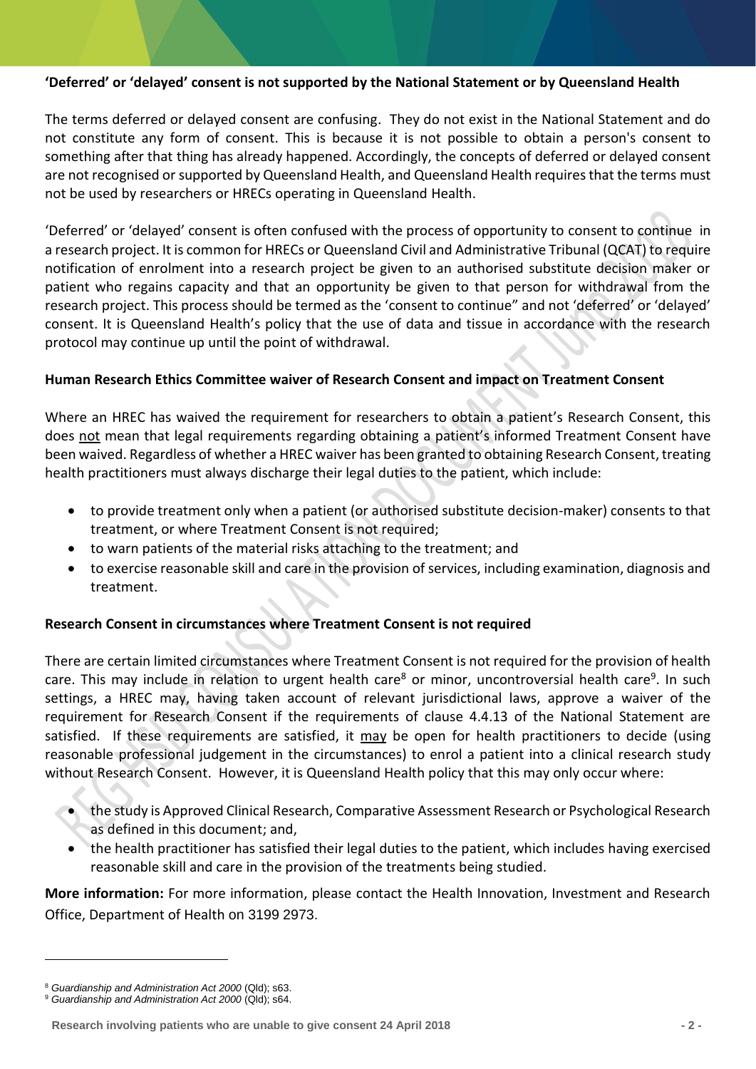**'Deferred' or 'delayed' consent is not supported by the National Statement or by Queensland Health**

The terms deferred or delayed consent are confusing. They do not exist in the National Statement and do not constitute any form of consent. This is because it is not possible to obtain a person's consent to something after that thing has already happened. Accordingly, the concepts of deferred or delayed consent are not recognised or supported by Queensland Health, and Queensland Health requires that the terms must not be used by researchers or HRECs operating in Queensland Health.

'Deferred' or 'delayed' consent is often confused with the process of opportunity to consent to continue in a research project. It is common for HRECs or Queensland Civil and Administrative Tribunal (QCAT) to require notification of enrolment into a research project be given to an authorised substitute decision maker or patient who regains capacity and that an opportunity be given to that person for withdrawal from the research project. This process should be termed as the 'consent to continue" and not 'deferred' or 'delayed' consent. It is Queensland Health's policy that the use of data and tissue in accordance with the research protocol may continue up until the point of withdrawal.

**Human Research Ethics Committee waiver of Research Consent and impact on Treatment Consent**

Where an HREC has waived the requirement for researchers to obtain a patient's Research Consent, this does not mean that legal requirements regarding obtaining a patient's informed Treatment Consent have been waived. Regardless of whether a HREC waiver has been granted to obtaining Research Consent, treating health practitioners must always discharge their legal duties to the patient, which include:

- to provide treatment only when a patient (or authorised substitute decision-maker) consents to that treatment, or where Treatment Consent is not required;
- to warn patients of the material risks attaching to the treatment; and
- to exercise reasonable skill and care in the provision of services, including examination, diagnosis and treatment.

**Research Consent in circumstances where Treatment Consent is not required**

There are certain limited circumstances where Treatment Consent is not required for the provision of health care. This may include in relation to urgent health care[8] or minor, uncontroversial health care[9]. In such settings, a HREC may, having taken account of relevant jurisdictional laws, approve a waiver of the requirement for Research Consent if the requirements of clause 4.4.13 of the National Statement are satisfied. If these requirements are satisfied, it may be open for health practitioners to decide (using reasonable professional judgement in the circumstances) to enrol a patient into a clinical research study without Research Consent. However, it is Queensland Health policy that this may only occur where:

- the study is Approved Clinical Research, Comparative Assessment Research or Psychological Research as defined in this document; and,
- the health practitioner has satisfied their legal duties to the patient, which includes having exercised reasonable skill and care in the provision of the treatments being studied.

**More information:** For more information, please contact the Health Innovation, Investment and Research Office, Department of Health on 3199 2973.

---

[8] *Guardianship and Administration Act 2000* (Qld); s63.

[9] *Guardianship and Administration Act 2000* (Qld); s64.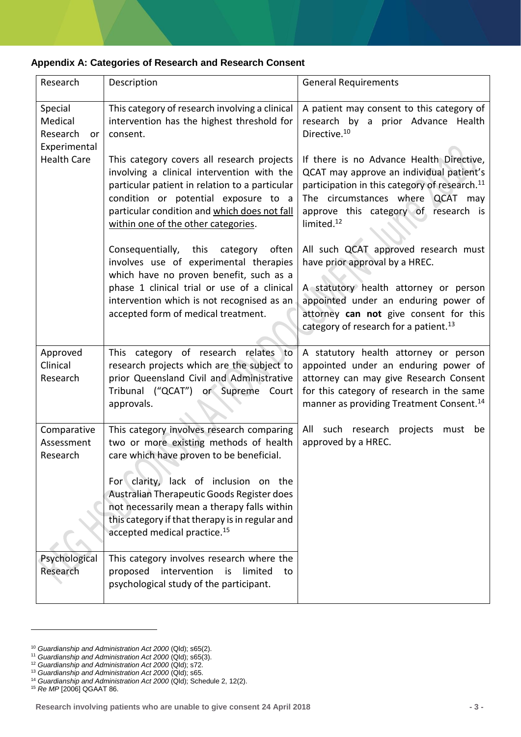### Appendix A: Categories of Research and Research Consent

| Research | Description | General Requirements |
|---|---|---|
| Special Medical Research or Experimental Health Care | This category of research involving a clinical intervention has the highest threshold for consent.<br><br>This category covers all research projects involving a clinical intervention with the particular patient in relation to a particular condition or potential exposure to a particular condition and which does not fall within one of the other categories.<br><br>Consequentially, this category often involves use of experimental therapies which have no proven benefit, such as a phase 1 clinical trial or use of a clinical intervention which is not recognised as an accepted form of medical treatment. | A patient may consent to this category of research by a prior Advance Health Directive.[10]<br><br>If there is no Advance Health Directive, QCAT may approve an individual patient's participation in this category of research.[11] The circumstances where QCAT may approve this category of research is limited.[12]<br><br>All such QCAT approved research must have prior approval by a HREC.<br><br>A statutory health attorney or person appointed under an enduring power of attorney **can not** give consent for this category of research for a patient.[13] |
| Approved Clinical Research | This category of research relates to research projects which are the subject to prior Queensland Civil and Administrative Tribunal ("QCAT") or Supreme Court approvals. | A statutory health attorney or person appointed under an enduring power of attorney can may give Research Consent for this category of research in the same manner as providing Treatment Consent.[14]<br><br>All such research projects must be approved by a HREC. |
| Comparative Assessment Research | This category involves research comparing two or more existing methods of health care which have proven to be beneficial.<br><br>For clarity, lack of inclusion on the Australian Therapeutic Goods Register does not necessarily mean a therapy falls within this category if that therapy is in regular and accepted medical practice.[15] | |
| Psychological Research | This category involves research where the proposed intervention is limited to psychological study of the participant. | |

[10] *Guardianship and Administration Act 2000* (Qld); s65(2).
[11] *Guardianship and Administration Act 2000* (Qld); s65(3).
[12] *Guardianship and Administration Act 2000* (Qld); s72.
[13] *Guardianship and Administration Act 2000* (Qld); s65.
[14] *Guardianship and Administration Act 2000* (Qld); Schedule 2, 12(2).
[15] *Re MP* [2006] QGAAT 86.